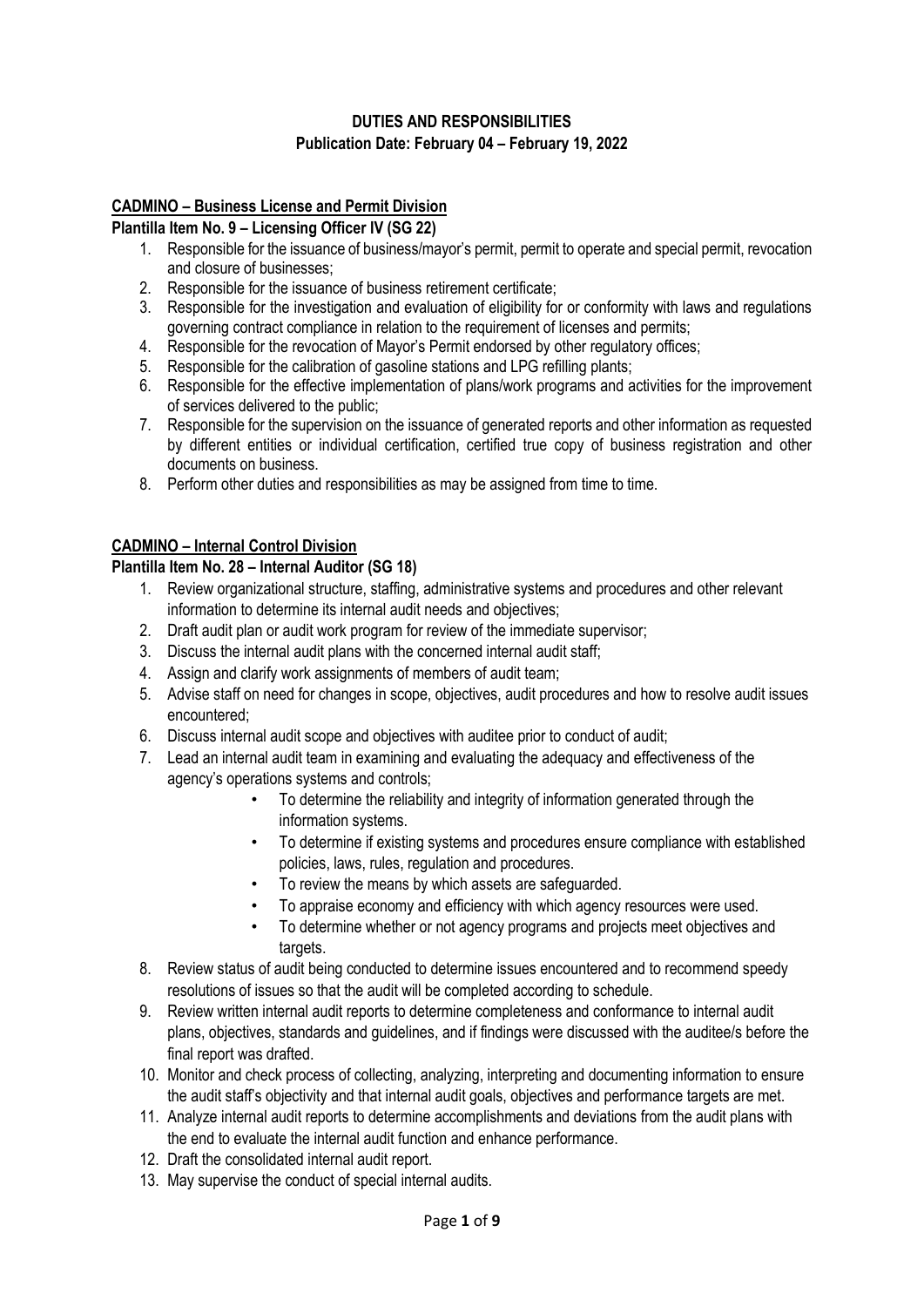**DUTIES AND RESPONSIBILITIES**
**Publication Date: February 04 – February 19, 2022**

**CADMINO – Business License and Permit Division**

**Plantilla Item No. 9 – Licensing Officer IV (SG 22)**

1. Responsible for the issuance of business/mayor's permit, permit to operate and special permit, revocation and closure of businesses;
2. Responsible for the issuance of business retirement certificate;
3. Responsible for the investigation and evaluation of eligibility for or conformity with laws and regulations governing contract compliance in relation to the requirement of licenses and permits;
4. Responsible for the revocation of Mayor's Permit endorsed by other regulatory offices;
5. Responsible for the calibration of gasoline stations and LPG refilling plants;
6. Responsible for the effective implementation of plans/work programs and activities for the improvement of services delivered to the public;
7. Responsible for the supervision on the issuance of generated reports and other information as requested by different entities or individual certification, certified true copy of business registration and other documents on business.
8. Perform other duties and responsibilities as may be assigned from time to time.

**CADMINO – Internal Control Division**

**Plantilla Item No. 28 – Internal Auditor (SG 18)**

1. Review organizational structure, staffing, administrative systems and procedures and other relevant information to determine its internal audit needs and objectives;
2. Draft audit plan or audit work program for review of the immediate supervisor;
3. Discuss the internal audit plans with the concerned internal audit staff;
4. Assign and clarify work assignments of members of audit team;
5. Advise staff on need for changes in scope, objectives, audit procedures and how to resolve audit issues encountered;
6. Discuss internal audit scope and objectives with auditee prior to conduct of audit;
7. Lead an internal audit team in examining and evaluating the adequacy and effectiveness of the agency's operations systems and controls;
   - To determine the reliability and integrity of information generated through the information systems.
   - To determine if existing systems and procedures ensure compliance with established policies, laws, rules, regulation and procedures.
   - To review the means by which assets are safeguarded.
   - To appraise economy and efficiency with which agency resources were used.
   - To determine whether or not agency programs and projects meet objectives and targets.
8. Review status of audit being conducted to determine issues encountered and to recommend speedy resolutions of issues so that the audit will be completed according to schedule.
9. Review written internal audit reports to determine completeness and conformance to internal audit plans, objectives, standards and guidelines, and if findings were discussed with the auditee/s before the final report was drafted.
10. Monitor and check process of collecting, analyzing, interpreting and documenting information to ensure the audit staff's objectivity and that internal audit goals, objectives and performance targets are met.
11. Analyze internal audit reports to determine accomplishments and deviations from the audit plans with the end to evaluate the internal audit function and enhance performance.
12. Draft the consolidated internal audit report.
13. May supervise the conduct of special internal audits.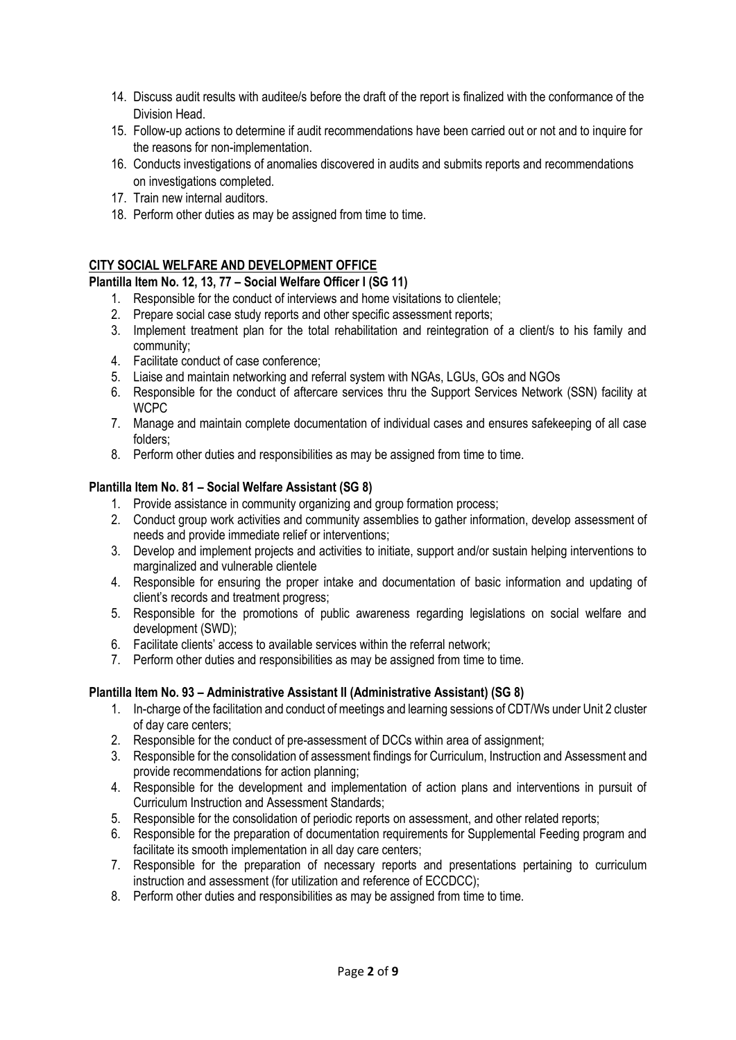14. Discuss audit results with auditee/s before the draft of the report is finalized with the conformance of the Division Head.
15. Follow-up actions to determine if audit recommendations have been carried out or not and to inquire for the reasons for non-implementation.
16. Conducts investigations of anomalies discovered in audits and submits reports and recommendations on investigations completed.
17. Train new internal auditors.
18. Perform other duties as may be assigned from time to time.

## CITY SOCIAL WELFARE AND DEVELOPMENT OFFICE

### Plantilla Item No. 12, 13, 77 – Social Welfare Officer I (SG 11)

1. Responsible for the conduct of interviews and home visitations to clientele;
2. Prepare social case study reports and other specific assessment reports;
3. Implement treatment plan for the total rehabilitation and reintegration of a client/s to his family and community;
4. Facilitate conduct of case conference;
5. Liaise and maintain networking and referral system with NGAs, LGUs, GOs and NGOs
6. Responsible for the conduct of aftercare services thru the Support Services Network (SSN) facility at WCPC
7. Manage and maintain complete documentation of individual cases and ensures safekeeping of all case folders;
8. Perform other duties and responsibilities as may be assigned from time to time.

### Plantilla Item No. 81 – Social Welfare Assistant (SG 8)

1. Provide assistance in community organizing and group formation process;
2. Conduct group work activities and community assemblies to gather information, develop assessment of needs and provide immediate relief or interventions;
3. Develop and implement projects and activities to initiate, support and/or sustain helping interventions to marginalized and vulnerable clientele
4. Responsible for ensuring the proper intake and documentation of basic information and updating of client's records and treatment progress;
5. Responsible for the promotions of public awareness regarding legislations on social welfare and development (SWD);
6. Facilitate clients' access to available services within the referral network;
7. Perform other duties and responsibilities as may be assigned from time to time.

### Plantilla Item No. 93 – Administrative Assistant II (Administrative Assistant) (SG 8)

1. In-charge of the facilitation and conduct of meetings and learning sessions of CDT/Ws under Unit 2 cluster of day care centers;
2. Responsible for the conduct of pre-assessment of DCCs within area of assignment;
3. Responsible for the consolidation of assessment findings for Curriculum, Instruction and Assessment and provide recommendations for action planning;
4. Responsible for the development and implementation of action plans and interventions in pursuit of Curriculum Instruction and Assessment Standards;
5. Responsible for the consolidation of periodic reports on assessment, and other related reports;
6. Responsible for the preparation of documentation requirements for Supplemental Feeding program and facilitate its smooth implementation in all day care centers;
7. Responsible for the preparation of necessary reports and presentations pertaining to curriculum instruction and assessment (for utilization and reference of ECCDCC);
8. Perform other duties and responsibilities as may be assigned from time to time.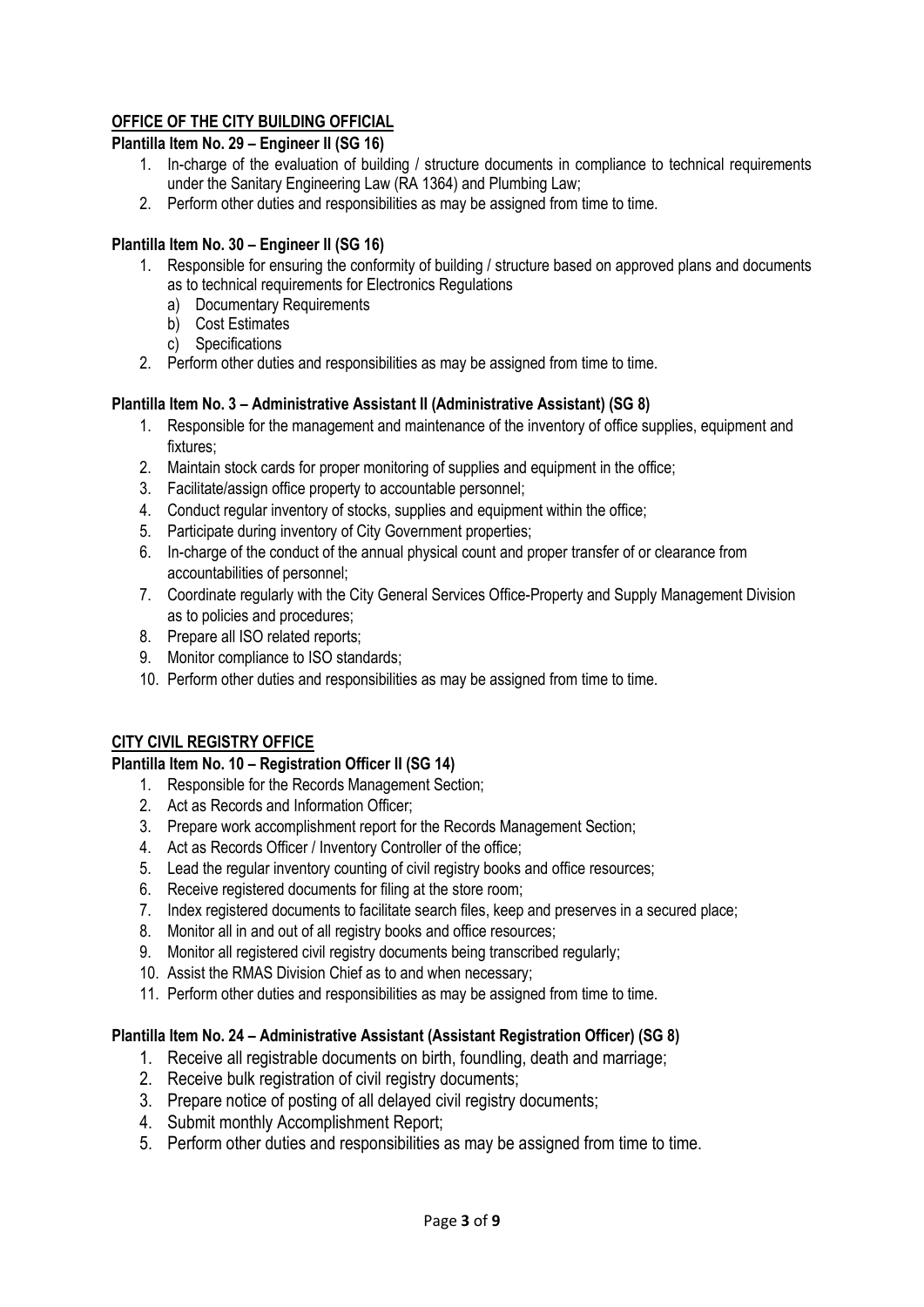## OFFICE OF THE CITY BUILDING OFFICIAL

**Plantilla Item No. 29 – Engineer II (SG 16)**

1. In-charge of the evaluation of building / structure documents in compliance to technical requirements under the Sanitary Engineering Law (RA 1364) and Plumbing Law;
2. Perform other duties and responsibilities as may be assigned from time to time.

**Plantilla Item No. 30 – Engineer II (SG 16)**

1. Responsible for ensuring the conformity of building / structure based on approved plans and documents as to technical requirements for Electronics Regulations
   a) Documentary Requirements
   b) Cost Estimates
   c) Specifications
2. Perform other duties and responsibilities as may be assigned from time to time.

**Plantilla Item No. 3 – Administrative Assistant II (Administrative Assistant) (SG 8)**

1. Responsible for the management and maintenance of the inventory of office supplies, equipment and fixtures;
2. Maintain stock cards for proper monitoring of supplies and equipment in the office;
3. Facilitate/assign office property to accountable personnel;
4. Conduct regular inventory of stocks, supplies and equipment within the office;
5. Participate during inventory of City Government properties;
6. In-charge of the conduct of the annual physical count and proper transfer of or clearance from accountabilities of personnel;
7. Coordinate regularly with the City General Services Office-Property and Supply Management Division as to policies and procedures;
8. Prepare all ISO related reports;
9. Monitor compliance to ISO standards;
10. Perform other duties and responsibilities as may be assigned from time to time.

## CITY CIVIL REGISTRY OFFICE

**Plantilla Item No. 10 – Registration Officer II (SG 14)**

1. Responsible for the Records Management Section;
2. Act as Records and Information Officer;
3. Prepare work accomplishment report for the Records Management Section;
4. Act as Records Officer / Inventory Controller of the office;
5. Lead the regular inventory counting of civil registry books and office resources;
6. Receive registered documents for filing at the store room;
7. Index registered documents to facilitate search files, keep and preserves in a secured place;
8. Monitor all in and out of all registry books and office resources;
9. Monitor all registered civil registry documents being transcribed regularly;
10. Assist the RMAS Division Chief as to and when necessary;
11. Perform other duties and responsibilities as may be assigned from time to time.

**Plantilla Item No. 24 – Administrative Assistant (Assistant Registration Officer) (SG 8)**

1. Receive all registrable documents on birth, foundling, death and marriage;
2. Receive bulk registration of civil registry documents;
3. Prepare notice of posting of all delayed civil registry documents;
4. Submit monthly Accomplishment Report;
5. Perform other duties and responsibilities as may be assigned from time to time.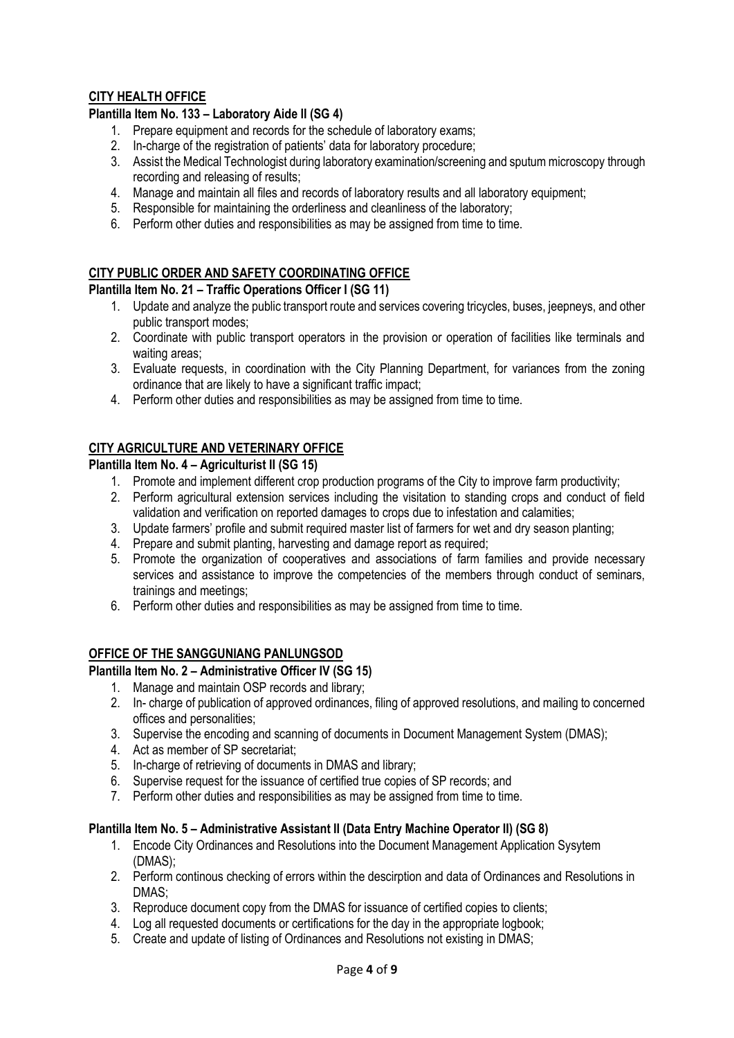## CITY HEALTH OFFICE

### Plantilla Item No. 133 – Laboratory Aide II (SG 4)

1. Prepare equipment and records for the schedule of laboratory exams;
2. In-charge of the registration of patients' data for laboratory procedure;
3. Assist the Medical Technologist during laboratory examination/screening and sputum microscopy through recording and releasing of results;
4. Manage and maintain all files and records of laboratory results and all laboratory equipment;
5. Responsible for maintaining the orderliness and cleanliness of the laboratory;
6. Perform other duties and responsibilities as may be assigned from time to time.

## CITY PUBLIC ORDER AND SAFETY COORDINATING OFFICE

### Plantilla Item No. 21 – Traffic Operations Officer I (SG 11)

1. Update and analyze the public transport route and services covering tricycles, buses, jeepneys, and other public transport modes;
2. Coordinate with public transport operators in the provision or operation of facilities like terminals and waiting areas;
3. Evaluate requests, in coordination with the City Planning Department, for variances from the zoning ordinance that are likely to have a significant traffic impact;
4. Perform other duties and responsibilities as may be assigned from time to time.

## CITY AGRICULTURE AND VETERINARY OFFICE

### Plantilla Item No. 4 – Agriculturist II (SG 15)

1. Promote and implement different crop production programs of the City to improve farm productivity;
2. Perform agricultural extension services including the visitation to standing crops and conduct of field validation and verification on reported damages to crops due to infestation and calamities;
3. Update farmers' profile and submit required master list of farmers for wet and dry season planting;
4. Prepare and submit planting, harvesting and damage report as required;
5. Promote the organization of cooperatives and associations of farm families and provide necessary services and assistance to improve the competencies of the members through conduct of seminars, trainings and meetings;
6. Perform other duties and responsibilities as may be assigned from time to time.

## OFFICE OF THE SANGGUNIANG PANLUNGSOD

### Plantilla Item No. 2 – Administrative Officer IV (SG 15)

1. Manage and maintain OSP records and library;
2. In- charge of publication of approved ordinances, filing of approved resolutions, and mailing to concerned offices and personalities;
3. Supervise the encoding and scanning of documents in Document Management System (DMAS);
4. Act as member of SP secretariat;
5. In-charge of retrieving of documents in DMAS and library;
6. Supervise request for the issuance of certified true copies of SP records; and
7. Perform other duties and responsibilities as may be assigned from time to time.

### Plantilla Item No. 5 – Administrative Assistant II (Data Entry Machine Operator II) (SG 8)

1. Encode City Ordinances and Resolutions into the Document Management Application Sysytem (DMAS);
2. Perform continous checking of errors within the descirption and data of Ordinances and Resolutions in DMAS;
3. Reproduce document copy from the DMAS for issuance of certified copies to clients;
4. Log all requested documents or certifications for the day in the appropriate logbook;
5. Create and update of listing of Ordinances and Resolutions not existing in DMAS;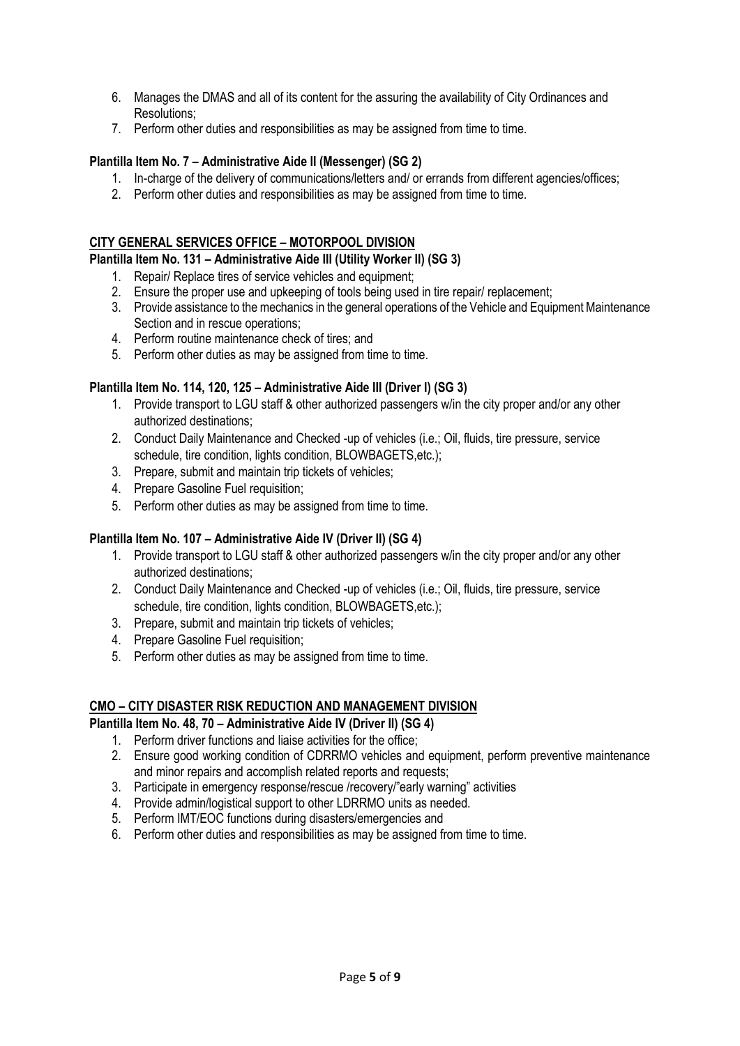6. Manages the DMAS and all of its content for the assuring the availability of City Ordinances and Resolutions;
7. Perform other duties and responsibilities as may be assigned from time to time.

**Plantilla Item No. 7 – Administrative Aide II (Messenger) (SG 2)**

1. In-charge of the delivery of communications/letters and/ or errands from different agencies/offices;
2. Perform other duties and responsibilities as may be assigned from time to time.

**CITY GENERAL SERVICES OFFICE – MOTORPOOL DIVISION**

**Plantilla Item No. 131 – Administrative Aide III (Utility Worker II) (SG 3)**

1. Repair/ Replace tires of service vehicles and equipment;
2. Ensure the proper use and upkeeping of tools being used in tire repair/ replacement;
3. Provide assistance to the mechanics in the general operations of the Vehicle and Equipment Maintenance Section and in rescue operations;
4. Perform routine maintenance check of tires; and
5. Perform other duties as may be assigned from time to time.

**Plantilla Item No. 114, 120, 125 – Administrative Aide III (Driver I) (SG 3)**

1. Provide transport to LGU staff & other authorized passengers w/in the city proper and/or any other authorized destinations;
2. Conduct Daily Maintenance and Checked -up of vehicles (i.e.; Oil, fluids, tire pressure, service schedule, tire condition, lights condition, BLOWBAGETS,etc.);
3. Prepare, submit and maintain trip tickets of vehicles;
4. Prepare Gasoline Fuel requisition;
5. Perform other duties as may be assigned from time to time.

**Plantilla Item No. 107 – Administrative Aide IV (Driver II) (SG 4)**

1. Provide transport to LGU staff & other authorized passengers w/in the city proper and/or any other authorized destinations;
2. Conduct Daily Maintenance and Checked -up of vehicles (i.e.; Oil, fluids, tire pressure, service schedule, tire condition, lights condition, BLOWBAGETS,etc.);
3. Prepare, submit and maintain trip tickets of vehicles;
4. Prepare Gasoline Fuel requisition;
5. Perform other duties as may be assigned from time to time.

**CMO – CITY DISASTER RISK REDUCTION AND MANAGEMENT DIVISION**

**Plantilla Item No. 48, 70 – Administrative Aide IV (Driver II) (SG 4)**

1. Perform driver functions and liaise activities for the office;
2. Ensure good working condition of CDRRMO vehicles and equipment, perform preventive maintenance and minor repairs and accomplish related reports and requests;
3. Participate in emergency response/rescue /recovery/"early warning" activities
4. Provide admin/logistical support to other LDRRMO units as needed.
5. Perform IMT/EOC functions during disasters/emergencies and
6. Perform other duties and responsibilities as may be assigned from time to time.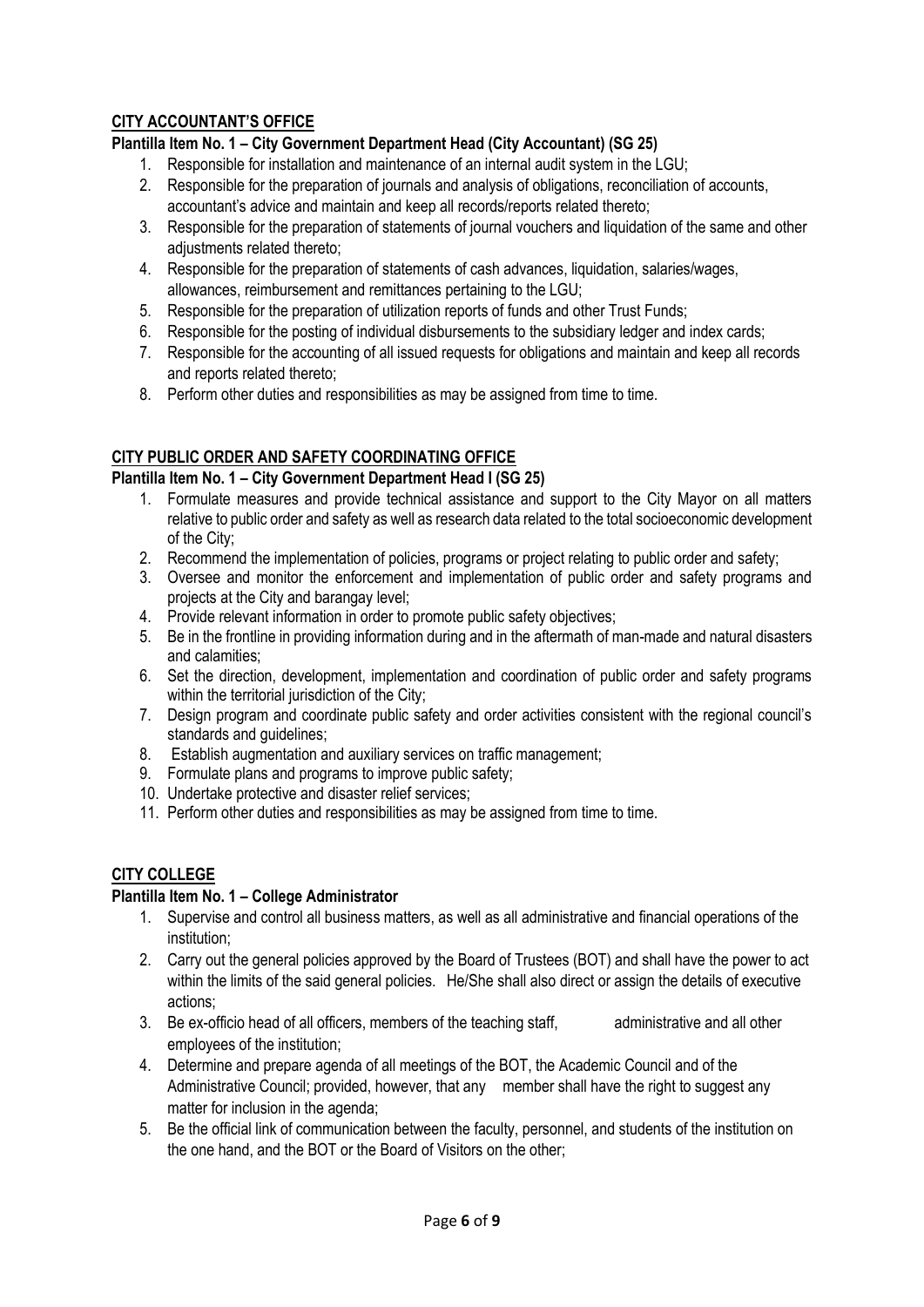## CITY ACCOUNTANT'S OFFICE

### Plantilla Item No. 1 – City Government Department Head (City Accountant) (SG 25)

1. Responsible for installation and maintenance of an internal audit system in the LGU;
2. Responsible for the preparation of journals and analysis of obligations, reconciliation of accounts, accountant's advice and maintain and keep all records/reports related thereto;
3. Responsible for the preparation of statements of journal vouchers and liquidation of the same and other adjustments related thereto;
4. Responsible for the preparation of statements of cash advances, liquidation, salaries/wages, allowances, reimbursement and remittances pertaining to the LGU;
5. Responsible for the preparation of utilization reports of funds and other Trust Funds;
6. Responsible for the posting of individual disbursements to the subsidiary ledger and index cards;
7. Responsible for the accounting of all issued requests for obligations and maintain and keep all records and reports related thereto;
8. Perform other duties and responsibilities as may be assigned from time to time.

## CITY PUBLIC ORDER AND SAFETY COORDINATING OFFICE

### Plantilla Item No. 1 – City Government Department Head I (SG 25)

1. Formulate measures and provide technical assistance and support to the City Mayor on all matters relative to public order and safety as well as research data related to the total socioeconomic development of the City;
2. Recommend the implementation of policies, programs or project relating to public order and safety;
3. Oversee and monitor the enforcement and implementation of public order and safety programs and projects at the City and barangay level;
4. Provide relevant information in order to promote public safety objectives;
5. Be in the frontline in providing information during and in the aftermath of man-made and natural disasters and calamities;
6. Set the direction, development, implementation and coordination of public order and safety programs within the territorial jurisdiction of the City;
7. Design program and coordinate public safety and order activities consistent with the regional council's standards and guidelines;
8. Establish augmentation and auxiliary services on traffic management;
9. Formulate plans and programs to improve public safety;
10. Undertake protective and disaster relief services;
11. Perform other duties and responsibilities as may be assigned from time to time.

## CITY COLLEGE

### Plantilla Item No. 1 – College Administrator

1. Supervise and control all business matters, as well as all administrative and financial operations of the institution;
2. Carry out the general policies approved by the Board of Trustees (BOT) and shall have the power to act within the limits of the said general policies. He/She shall also direct or assign the details of executive actions;
3. Be ex-officio head of all officers, members of the teaching staff, administrative and all other employees of the institution;
4. Determine and prepare agenda of all meetings of the BOT, the Academic Council and of the Administrative Council; provided, however, that any member shall have the right to suggest any matter for inclusion in the agenda;
5. Be the official link of communication between the faculty, personnel, and students of the institution on the one hand, and the BOT or the Board of Visitors on the other;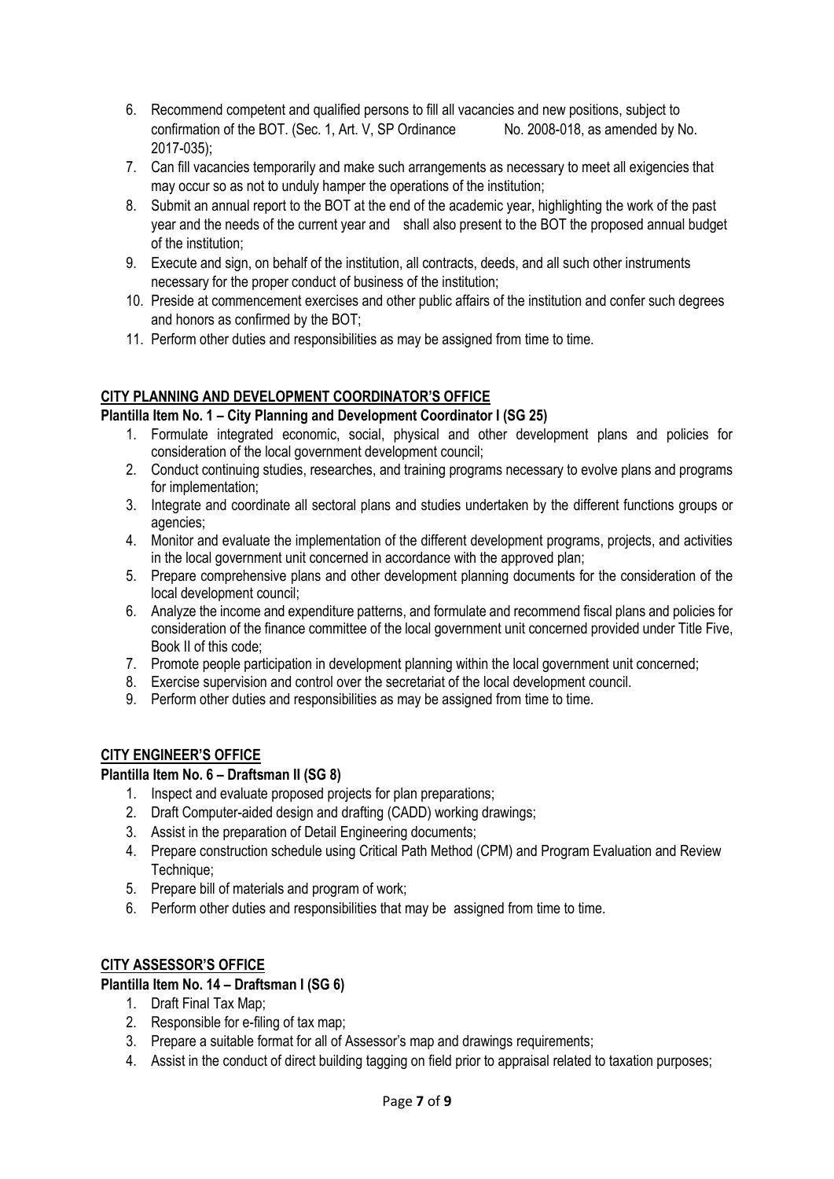6. Recommend competent and qualified persons to fill all vacancies and new positions, subject to confirmation of the BOT. (Sec. 1, Art. V, SP Ordinance No. 2008-018, as amended by No. 2017-035);
7. Can fill vacancies temporarily and make such arrangements as necessary to meet all exigencies that may occur so as not to unduly hamper the operations of the institution;
8. Submit an annual report to the BOT at the end of the academic year, highlighting the work of the past year and the needs of the current year and shall also present to the BOT the proposed annual budget of the institution;
9. Execute and sign, on behalf of the institution, all contracts, deeds, and all such other instruments necessary for the proper conduct of business of the institution;
10. Preside at commencement exercises and other public affairs of the institution and confer such degrees and honors as confirmed by the BOT;
11. Perform other duties and responsibilities as may be assigned from time to time.

**CITY PLANNING AND DEVELOPMENT COORDINATOR'S OFFICE**

**Plantilla Item No. 1 – City Planning and Development Coordinator I (SG 25)**

1. Formulate integrated economic, social, physical and other development plans and policies for consideration of the local government development council;
2. Conduct continuing studies, researches, and training programs necessary to evolve plans and programs for implementation;
3. Integrate and coordinate all sectoral plans and studies undertaken by the different functions groups or agencies;
4. Monitor and evaluate the implementation of the different development programs, projects, and activities in the local government unit concerned in accordance with the approved plan;
5. Prepare comprehensive plans and other development planning documents for the consideration of the local development council;
6. Analyze the income and expenditure patterns, and formulate and recommend fiscal plans and policies for consideration of the finance committee of the local government unit concerned provided under Title Five, Book II of this code;
7. Promote people participation in development planning within the local government unit concerned;
8. Exercise supervision and control over the secretariat of the local development council.
9. Perform other duties and responsibilities as may be assigned from time to time.

**CITY ENGINEER'S OFFICE**

**Plantilla Item No. 6 – Draftsman II (SG 8)**

1. Inspect and evaluate proposed projects for plan preparations;
2. Draft Computer-aided design and drafting (CADD) working drawings;
3. Assist in the preparation of Detail Engineering documents;
4. Prepare construction schedule using Critical Path Method (CPM) and Program Evaluation and Review Technique;
5. Prepare bill of materials and program of work;
6. Perform other duties and responsibilities that may be assigned from time to time.

**CITY ASSESSOR'S OFFICE**

**Plantilla Item No. 14 – Draftsman I (SG 6)**

1. Draft Final Tax Map;
2. Responsible for e-filing of tax map;
3. Prepare a suitable format for all of Assessor's map and drawings requirements;
4. Assist in the conduct of direct building tagging on field prior to appraisal related to taxation purposes;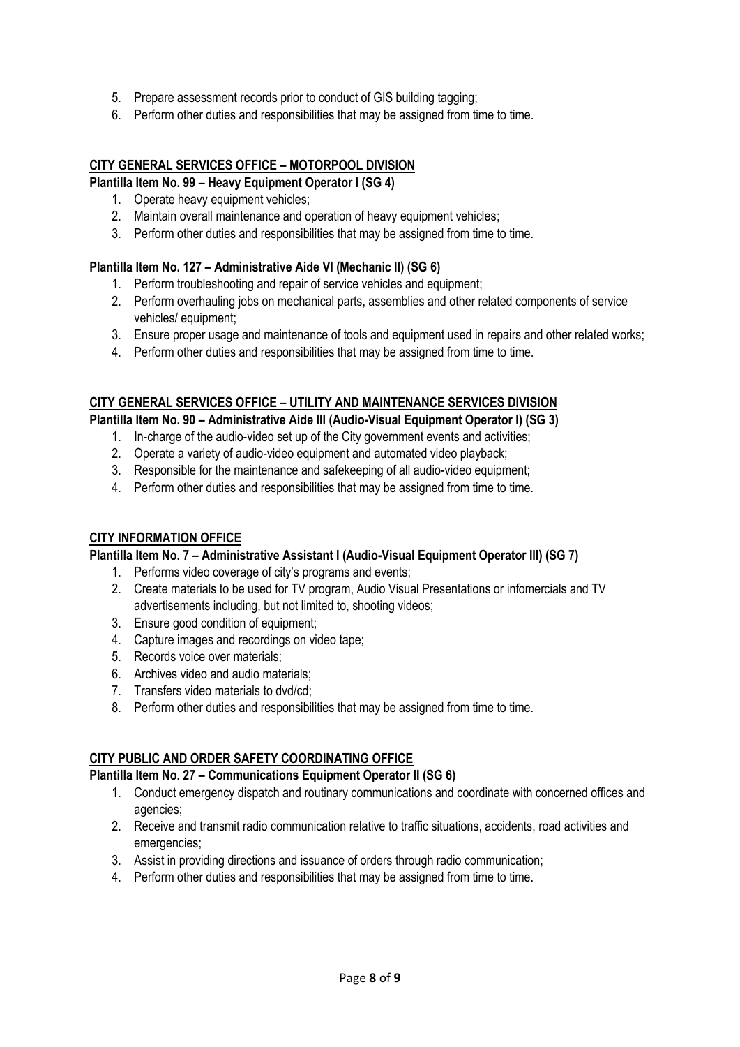5. Prepare assessment records prior to conduct of GIS building tagging;
6. Perform other duties and responsibilities that may be assigned from time to time.

## CITY GENERAL SERVICES OFFICE – MOTORPOOL DIVISION

**Plantilla Item No. 99 – Heavy Equipment Operator I (SG 4)**

1. Operate heavy equipment vehicles;
2. Maintain overall maintenance and operation of heavy equipment vehicles;
3. Perform other duties and responsibilities that may be assigned from time to time.

**Plantilla Item No. 127 – Administrative Aide VI (Mechanic II) (SG 6)**

1. Perform troubleshooting and repair of service vehicles and equipment;
2. Perform overhauling jobs on mechanical parts, assemblies and other related components of service vehicles/ equipment;
3. Ensure proper usage and maintenance of tools and equipment used in repairs and other related works;
4. Perform other duties and responsibilities that may be assigned from time to time.

## CITY GENERAL SERVICES OFFICE – UTILITY AND MAINTENANCE SERVICES DIVISION

**Plantilla Item No. 90 – Administrative Aide III (Audio-Visual Equipment Operator I) (SG 3)**

1. In-charge of the audio-video set up of the City government events and activities;
2. Operate a variety of audio-video equipment and automated video playback;
3. Responsible for the maintenance and safekeeping of all audio-video equipment;
4. Perform other duties and responsibilities that may be assigned from time to time.

## CITY INFORMATION OFFICE

**Plantilla Item No. 7 – Administrative Assistant I (Audio-Visual Equipment Operator III) (SG 7)**

1. Performs video coverage of city's programs and events;
2. Create materials to be used for TV program, Audio Visual Presentations or infomercials and TV advertisements including, but not limited to, shooting videos;
3. Ensure good condition of equipment;
4. Capture images and recordings on video tape;
5. Records voice over materials;
6. Archives video and audio materials;
7. Transfers video materials to dvd/cd;
8. Perform other duties and responsibilities that may be assigned from time to time.

## CITY PUBLIC AND ORDER SAFETY COORDINATING OFFICE

**Plantilla Item No. 27 – Communications Equipment Operator II (SG 6)**

1. Conduct emergency dispatch and routinary communications and coordinate with concerned offices and agencies;
2. Receive and transmit radio communication relative to traffic situations, accidents, road activities and emergencies;
3. Assist in providing directions and issuance of orders through radio communication;
4. Perform other duties and responsibilities that may be assigned from time to time.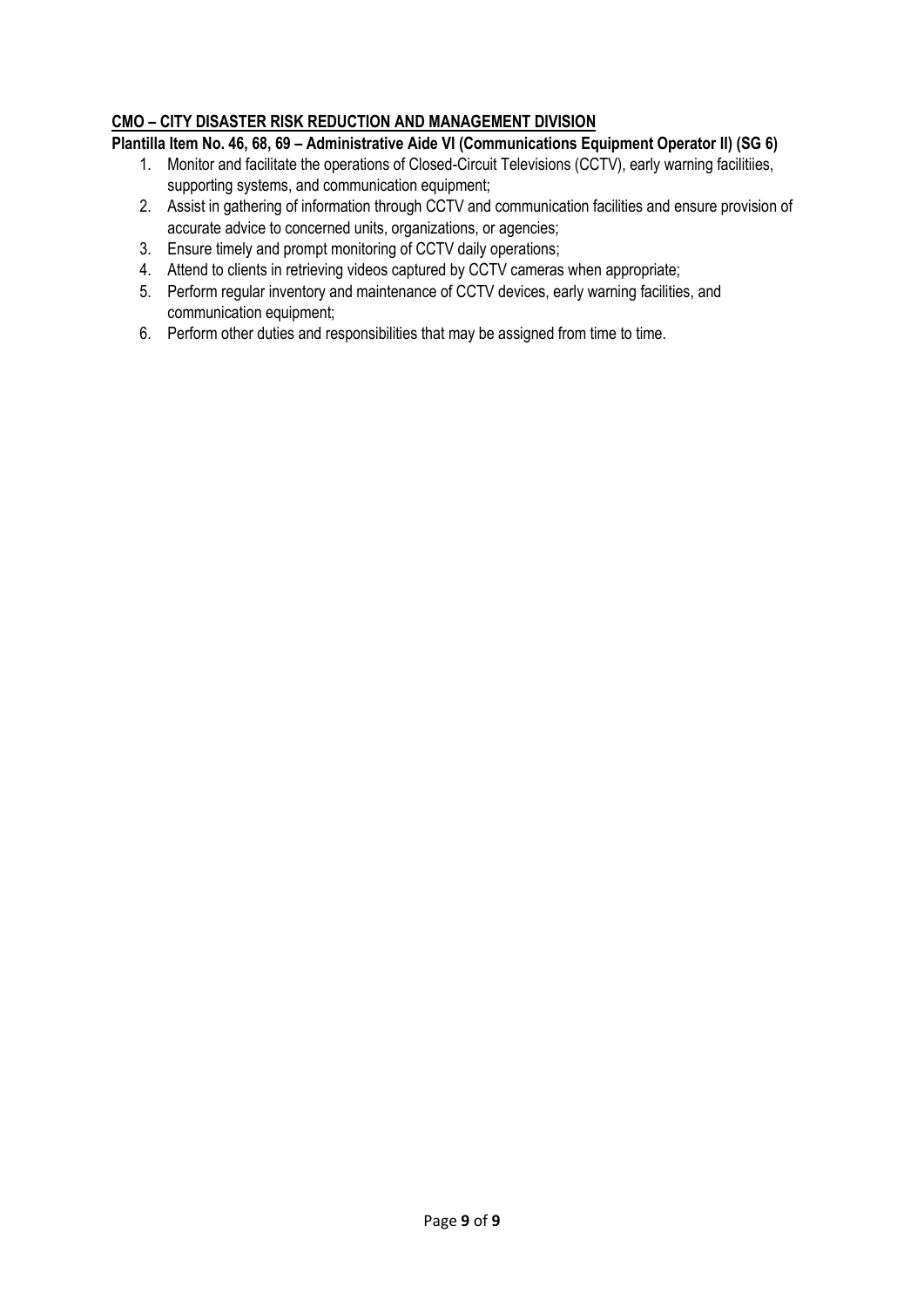**<u>CMO – CITY DISASTER RISK REDUCTION AND MANAGEMENT DIVISION</u>**

**Plantilla Item No. 46, 68, 69 – Administrative Aide VI (Communications Equipment Operator II) (SG 6)**

1. Monitor and facilitate the operations of Closed-Circuit Televisions (CCTV), early warning facilitiies, supporting systems, and communication equipment;
2. Assist in gathering of information through CCTV and communication facilities and ensure provision of accurate advice to concerned units, organizations, or agencies;
3. Ensure timely and prompt monitoring of CCTV daily operations;
4. Attend to clients in retrieving videos captured by CCTV cameras when appropriate;
5. Perform regular inventory and maintenance of CCTV devices, early warning facilities, and communication equipment;
6. Perform other duties and responsibilities that may be assigned from time to time.